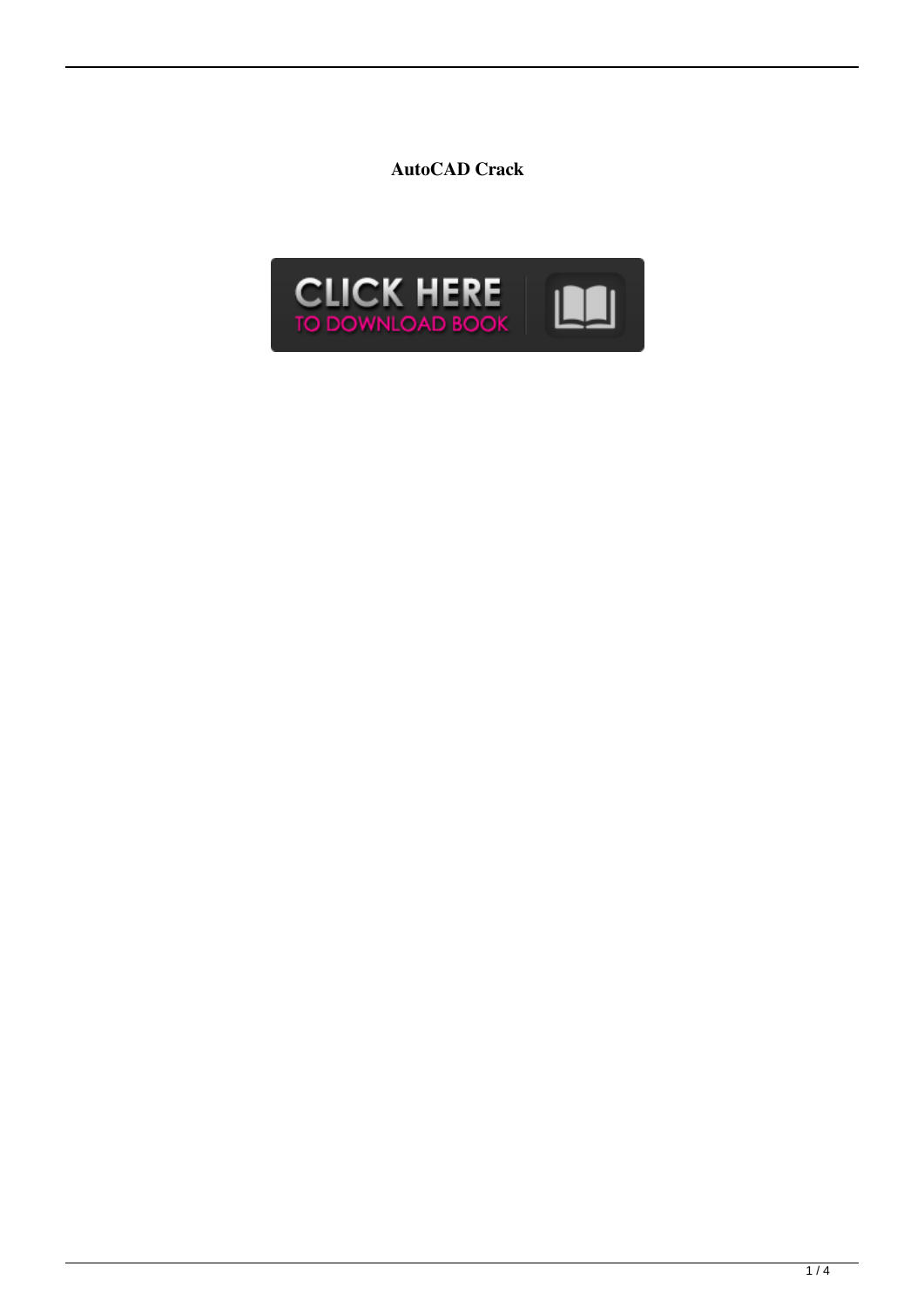**AutoCAD Crack**

CLICK HERE
TO DOWNLOAD BOOK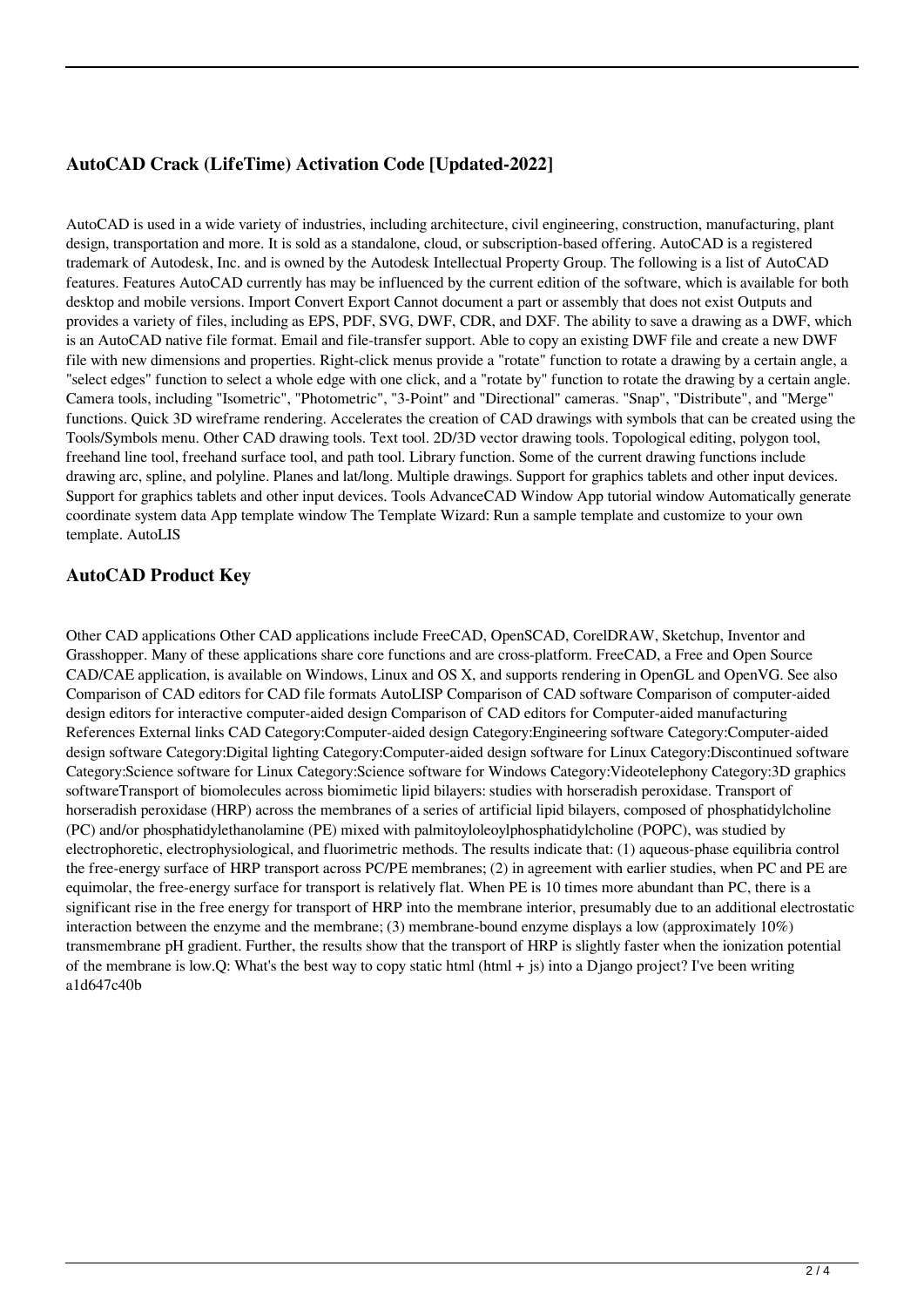## AutoCAD Crack (LifeTime) Activation Code [Updated-2022]

AutoCAD is used in a wide variety of industries, including architecture, civil engineering, construction, manufacturing, plant design, transportation and more. It is sold as a standalone, cloud, or subscription-based offering. AutoCAD is a registered trademark of Autodesk, Inc. and is owned by the Autodesk Intellectual Property Group. The following is a list of AutoCAD features. Features AutoCAD currently has may be influenced by the current edition of the software, which is available for both desktop and mobile versions. Import Convert Export Cannot document a part or assembly that does not exist Outputs and provides a variety of files, including as EPS, PDF, SVG, DWF, CDR, and DXF. The ability to save a drawing as a DWF, which is an AutoCAD native file format. Email and file-transfer support. Able to copy an existing DWF file and create a new DWF file with new dimensions and properties. Right-click menus provide a "rotate" function to rotate a drawing by a certain angle, a "select edges" function to select a whole edge with one click, and a "rotate by" function to rotate the drawing by a certain angle. Camera tools, including "Isometric", "Photometric", "3-Point" and "Directional" cameras. "Snap", "Distribute", and "Merge" functions. Quick 3D wireframe rendering. Accelerates the creation of CAD drawings with symbols that can be created using the Tools/Symbols menu. Other CAD drawing tools. Text tool. 2D/3D vector drawing tools. Topological editing, polygon tool, freehand line tool, freehand surface tool, and path tool. Library function. Some of the current drawing functions include drawing arc, spline, and polyline. Planes and lat/long. Multiple drawings. Support for graphics tablets and other input devices. Support for graphics tablets and other input devices. Tools AdvanceCAD Window App tutorial window Automatically generate coordinate system data App template window The Template Wizard: Run a sample template and customize to your own template. AutoLIS

## AutoCAD Product Key

Other CAD applications Other CAD applications include FreeCAD, OpenSCAD, CorelDRAW, Sketchup, Inventor and Grasshopper. Many of these applications share core functions and are cross-platform. FreeCAD, a Free and Open Source CAD/CAE application, is available on Windows, Linux and OS X, and supports rendering in OpenGL and OpenVG. See also Comparison of CAD editors for CAD file formats AutoLISP Comparison of CAD software Comparison of computer-aided design editors for interactive computer-aided design Comparison of CAD editors for Computer-aided manufacturing References External links CAD Category:Computer-aided design Category:Engineering software Category:Computer-aided design software Category:Digital lighting Category:Computer-aided design software for Linux Category:Discontinued software Category:Science software for Linux Category:Science software for Windows Category:Videotelephony Category:3D graphics softwareTransport of biomolecules across biomimetic lipid bilayers: studies with horseradish peroxidase. Transport of horseradish peroxidase (HRP) across the membranes of a series of artificial lipid bilayers, composed of phosphatidylcholine (PC) and/or phosphatidylethanolamine (PE) mixed with palmitoyloleoylphosphatidylcholine (POPC), was studied by electrophoretic, electrophysiological, and fluorimetric methods. The results indicate that: (1) aqueous-phase equilibria control the free-energy surface of HRP transport across PC/PE membranes; (2) in agreement with earlier studies, when PC and PE are equimolar, the free-energy surface for transport is relatively flat. When PE is 10 times more abundant than PC, there is a significant rise in the free energy for transport of HRP into the membrane interior, presumably due to an additional electrostatic interaction between the enzyme and the membrane; (3) membrane-bound enzyme displays a low (approximately 10%) transmembrane pH gradient. Further, the results show that the transport of HRP is slightly faster when the ionization potential of the membrane is low.Q: What's the best way to copy static html (html + js) into a Django project? I've been writing a1d647c40b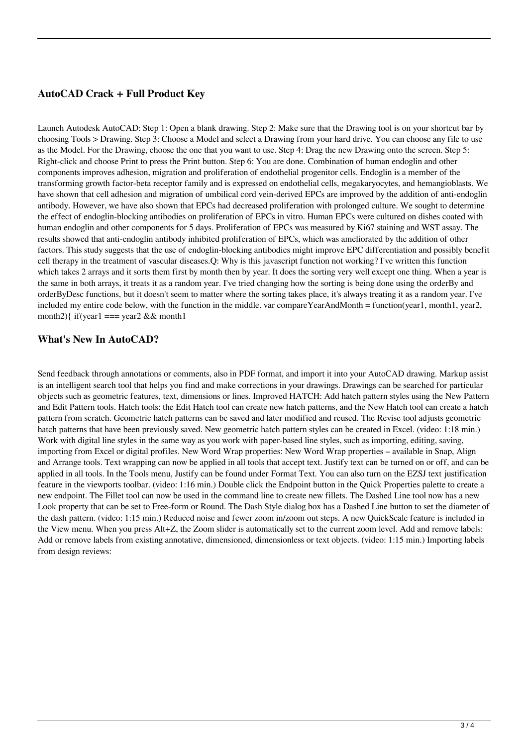## AutoCAD Crack + Full Product Key

Launch Autodesk AutoCAD: Step 1: Open a blank drawing. Step 2: Make sure that the Drawing tool is on your shortcut bar by choosing Tools > Drawing. Step 3: Choose a Model and select a Drawing from your hard drive. You can choose any file to use as the Model. For the Drawing, choose the one that you want to use. Step 4: Drag the new Drawing onto the screen. Step 5: Right-click and choose Print to press the Print button. Step 6: You are done. Combination of human endoglin and other components improves adhesion, migration and proliferation of endothelial progenitor cells. Endoglin is a member of the transforming growth factor-beta receptor family and is expressed on endothelial cells, megakaryocytes, and hemangioblasts. We have shown that cell adhesion and migration of umbilical cord vein-derived EPCs are improved by the addition of anti-endoglin antibody. However, we have also shown that EPCs had decreased proliferation with prolonged culture. We sought to determine the effect of endoglin-blocking antibodies on proliferation of EPCs in vitro. Human EPCs were cultured on dishes coated with human endoglin and other components for 5 days. Proliferation of EPCs was measured by Ki67 staining and WST assay. The results showed that anti-endoglin antibody inhibited proliferation of EPCs, which was ameliorated by the addition of other factors. This study suggests that the use of endoglin-blocking antibodies might improve EPC differentiation and possibly benefit cell therapy in the treatment of vascular diseases.Q: Why is this javascript function not working? I've written this function which takes 2 arrays and it sorts them first by month then by year. It does the sorting very well except one thing. When a year is the same in both arrays, it treats it as a random year. I've tried changing how the sorting is being done using the orderBy and orderByDesc functions, but it doesn't seem to matter where the sorting takes place, it's always treating it as a random year. I've included my entire code below, with the function in the middle. var compareYearAndMonth = function(year1, month1, year2, month2){ if(year1 === year2 && month1

## What's New In AutoCAD?

Send feedback through annotations or comments, also in PDF format, and import it into your AutoCAD drawing. Markup assist is an intelligent search tool that helps you find and make corrections in your drawings. Drawings can be searched for particular objects such as geometric features, text, dimensions or lines. Improved HATCH: Add hatch pattern styles using the New Pattern and Edit Pattern tools. Hatch tools: the Edit Hatch tool can create new hatch patterns, and the New Hatch tool can create a hatch pattern from scratch. Geometric hatch patterns can be saved and later modified and reused. The Revise tool adjusts geometric hatch patterns that have been previously saved. New geometric hatch pattern styles can be created in Excel. (video: 1:18 min.) Work with digital line styles in the same way as you work with paper-based line styles, such as importing, editing, saving, importing from Excel or digital profiles. New Word Wrap properties: New Word Wrap properties – available in Snap, Align and Arrange tools. Text wrapping can now be applied in all tools that accept text. Justify text can be turned on or off, and can be applied in all tools. In the Tools menu, Justify can be found under Format Text. You can also turn on the EZSJ text justification feature in the viewports toolbar. (video: 1:16 min.) Double click the Endpoint button in the Quick Properties palette to create a new endpoint. The Fillet tool can now be used in the command line to create new fillets. The Dashed Line tool now has a new Look property that can be set to Free-form or Round. The Dash Style dialog box has a Dashed Line button to set the diameter of the dash pattern. (video: 1:15 min.) Reduced noise and fewer zoom in/zoom out steps. A new QuickScale feature is included in the View menu. When you press Alt+Z, the Zoom slider is automatically set to the current zoom level. Add and remove labels: Add or remove labels from existing annotative, dimensioned, dimensionless or text objects. (video: 1:15 min.) Importing labels from design reviews: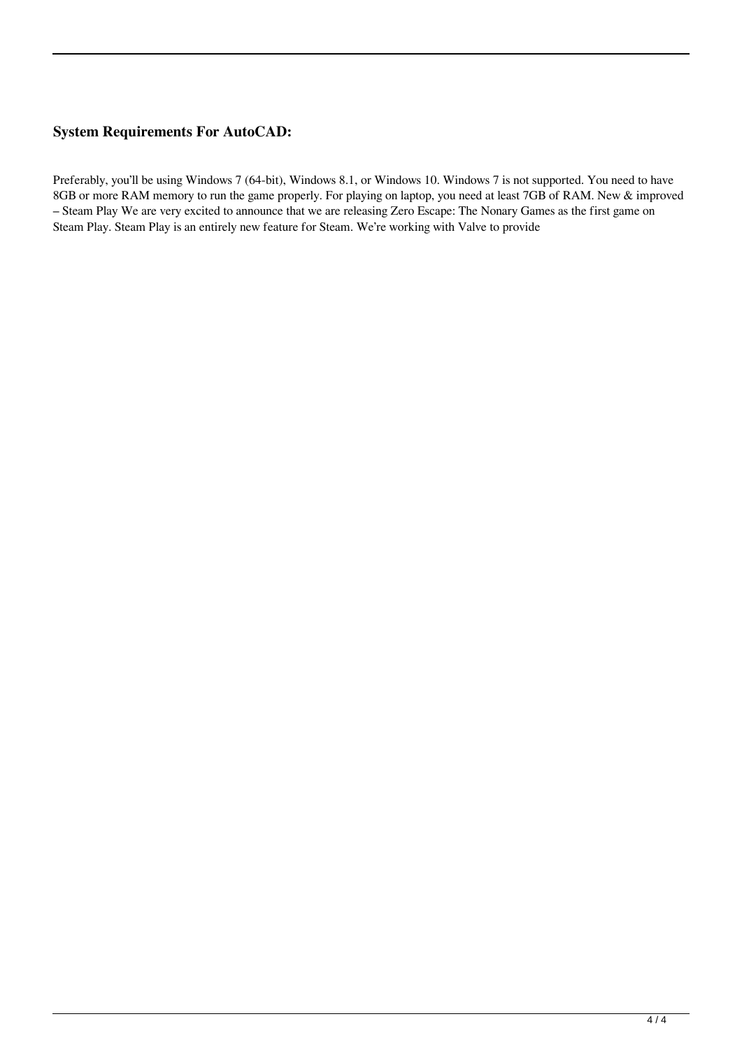## System Requirements For AutoCAD:

Preferably, you'll be using Windows 7 (64-bit), Windows 8.1, or Windows 10. Windows 7 is not supported. You need to have 8GB or more RAM memory to run the game properly. For playing on laptop, you need at least 7GB of RAM. New & improved – Steam Play We are very excited to announce that we are releasing Zero Escape: The Nonary Games as the first game on Steam Play. Steam Play is an entirely new feature for Steam. We're working with Valve to provide